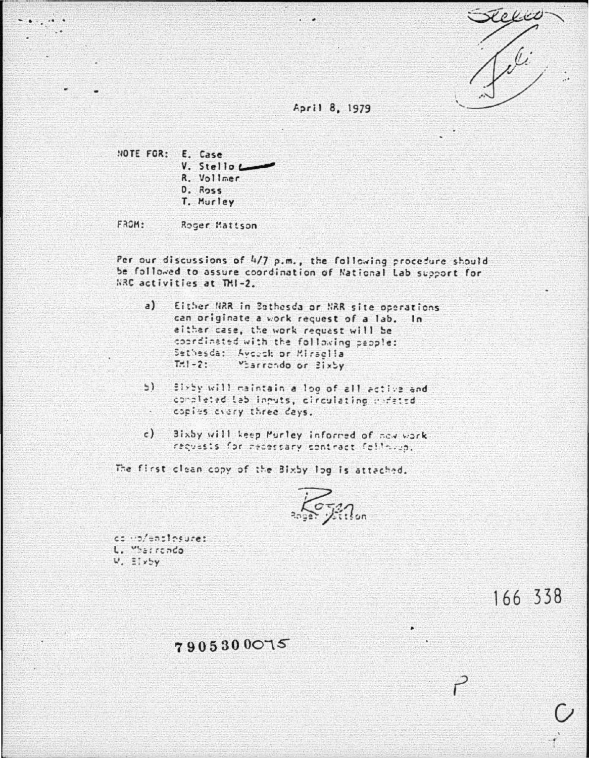April 8, 1979

NOTE FOR: E. Case
V. Stello
R. Vollmer
D. Ross
T. Murley

FROM: Roger Mattson

Per our discussions of 4/7 p.m., the following procedure should be followed to assure coordination of National Lab support for NRC activities at TMI-2.

a) Either NRR in Bethesda or NRR site operations can originate a work request of a lab. In either case, the work request will be coordinated with the following people:
Bethesda: Aycock or Miraglia
TMI-2: Mbarrondo or Bixby

b) Bixby will maintain a log of all active and completed lab inputs, circulating updated copies every three days.

c) Bixby will keep Murley informed of new work requests for necessary contract follow-up.

The first clean copy of the Bixby log is attached.

Roger Mattson

cc w/enclosure:
L. Mbarrondo
W. Bixby

166 338

7905300075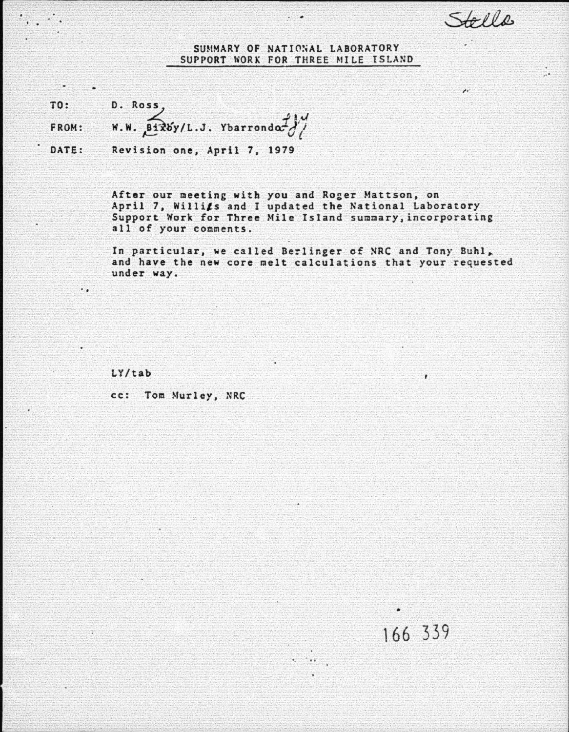Stello

# SUMMARY OF NATIONAL LABORATORY SUPPORT WORK FOR THREE MILE ISLAND

TO: D. Ross

FROM: W.W. Bixby/L.J. Ybarrondo

DATE: Revision one, April 7, 1979

After our meeting with you and Roger Mattson, on April 7, Willis and I updated the National Laboratory Support Work for Three Mile Island summary, incorporating all of your comments.

In particular, we called Berlinger of NRC and Tony Buhl, and have the new core melt calculations that your requested under way.

LY/tab

cc: Tom Murley, NRC

166 339